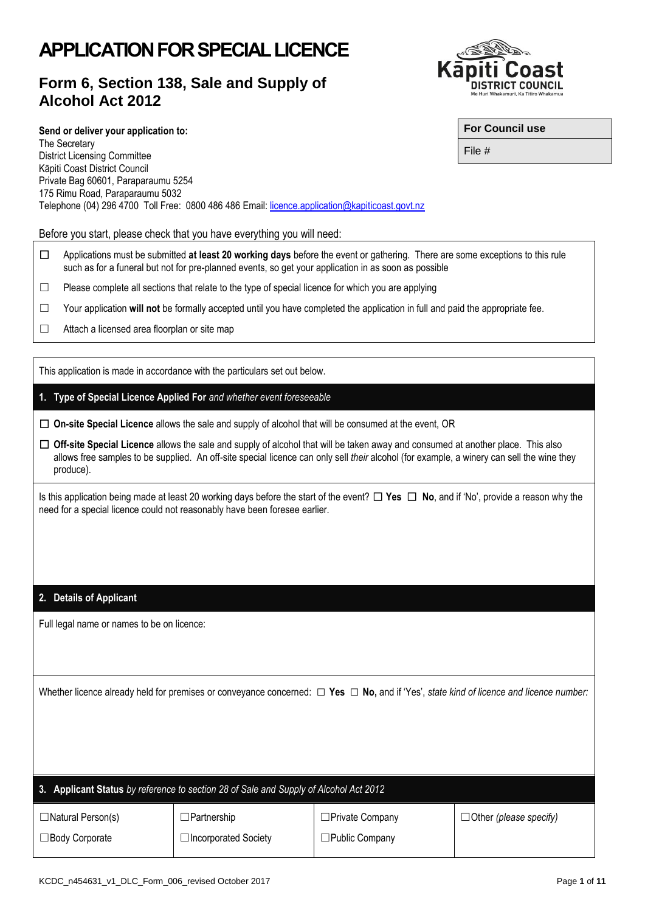# APPLICATION FOR SPECIAL LICENCE

## Form 6, Section 138, Sale and Supply of Alcohol Act 2012

| For Council use |
|---|
| File # |

**Send or deliver your application to:**
The Secretary
District Licensing Committee
Kāpiti Coast District Council
Private Bag 60601, Paraparaumu 5254
175 Rimu Road, Paraparaumu 5032
Telephone (04) 296 4700 Toll Free: 0800 486 486 Email: licence.application@kapiticoast.govt.nz

Before you start, please check that you have everything you will need:

- ☐ Applications must be submitted **at least 20 working days** before the event or gathering. There are some exceptions to this rule such as for a funeral but not for pre-planned events, so get your application in as soon as possible
- ☐ Please complete all sections that relate to the type of special licence for which you are applying
- ☐ Your application **will not** be formally accepted until you have completed the application in full and paid the appropriate fee.
- ☐ Attach a licensed area floorplan or site map

This application is made in accordance with the particulars set out below.

### 1. Type of Special Licence Applied For *and whether event foreseeable*

☐ **On-site Special Licence** allows the sale and supply of alcohol that will be consumed at the event, OR

☐ **Off-site Special Licence** allows the sale and supply of alcohol that will be taken away and consumed at another place. This also allows free samples to be supplied. An off-site special licence can only sell *their* alcohol (for example, a winery can sell the wine they produce).

Is this application being made at least 20 working days before the start of the event? ☐ **Yes** ☐ **No**, and if 'No', provide a reason why the need for a special licence could not reasonably have been foresee earlier.

### 2. Details of Applicant

Full legal name or names to be on licence:

Whether licence already held for premises or conveyance concerned: ☐ **Yes** ☐ **No,** and if 'Yes', *state kind of licence and licence number:*

### 3. Applicant Status *by reference to section 28 of Sale and Supply of Alcohol Act 2012*

| | | | |
|---|---|---|---|
| ☐Natural Person(s) | ☐Partnership | ☐Private Company | ☐Other *(please specify)* |
| ☐Body Corporate | ☐Incorporated Society | ☐Public Company | |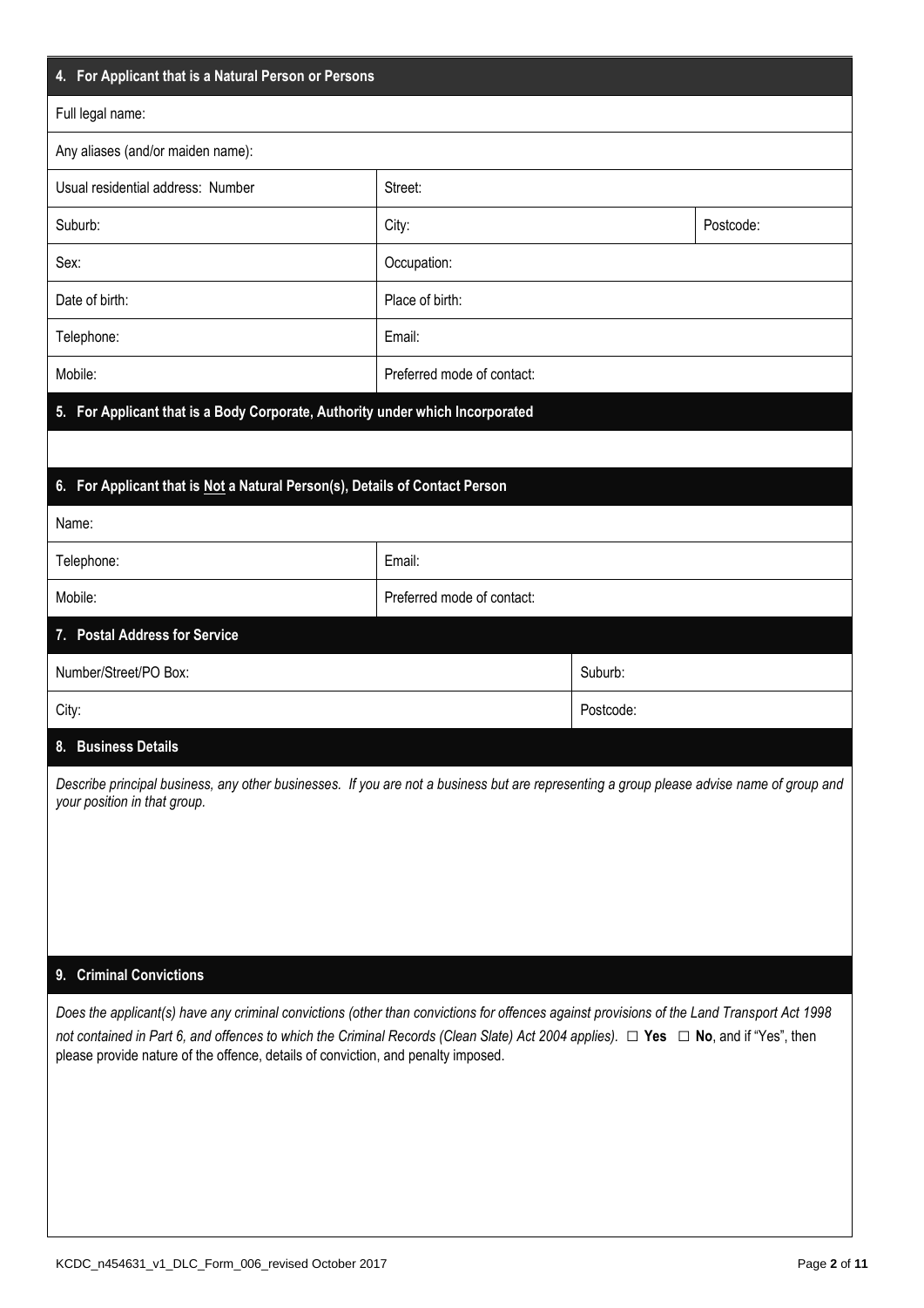## 4. For Applicant that is a Natural Person or Persons

| | | |
|---|---|---|
| Full legal name: | | |
| Any aliases (and/or maiden name): | | |
| Usual residential address: Number | Street: | |
| Suburb: | City: | Postcode: |
| Sex: | Occupation: | |
| Date of birth: | Place of birth: | |
| Telephone: | Email: | |
| Mobile: | Preferred mode of contact: | |

## 5. For Applicant that is a Body Corporate, Authority under which Incorporated

## 6. For Applicant that is Not a Natural Person(s), Details of Contact Person

| | |
|---|---|
| Name: | |
| Telephone: | Email: |
| Mobile: | Preferred mode of contact: |

## 7. Postal Address for Service

| | |
|---|---|
| Number/Street/PO Box: | Suburb: |
| City: | Postcode: |

## 8. Business Details

*Describe principal business, any other businesses. If you are not a business but are representing a group please advise name of group and your position in that group.*

## 9. Criminal Convictions

*Does the applicant(s) have any criminal convictions (other than convictions for offences against provisions of the Land Transport Act 1998 not contained in Part 6, and offences to which the Criminal Records (Clean Slate) Act 2004 applies).* ☐ **Yes** ☐ **No**, and if "Yes", then please provide nature of the offence, details of conviction, and penalty imposed.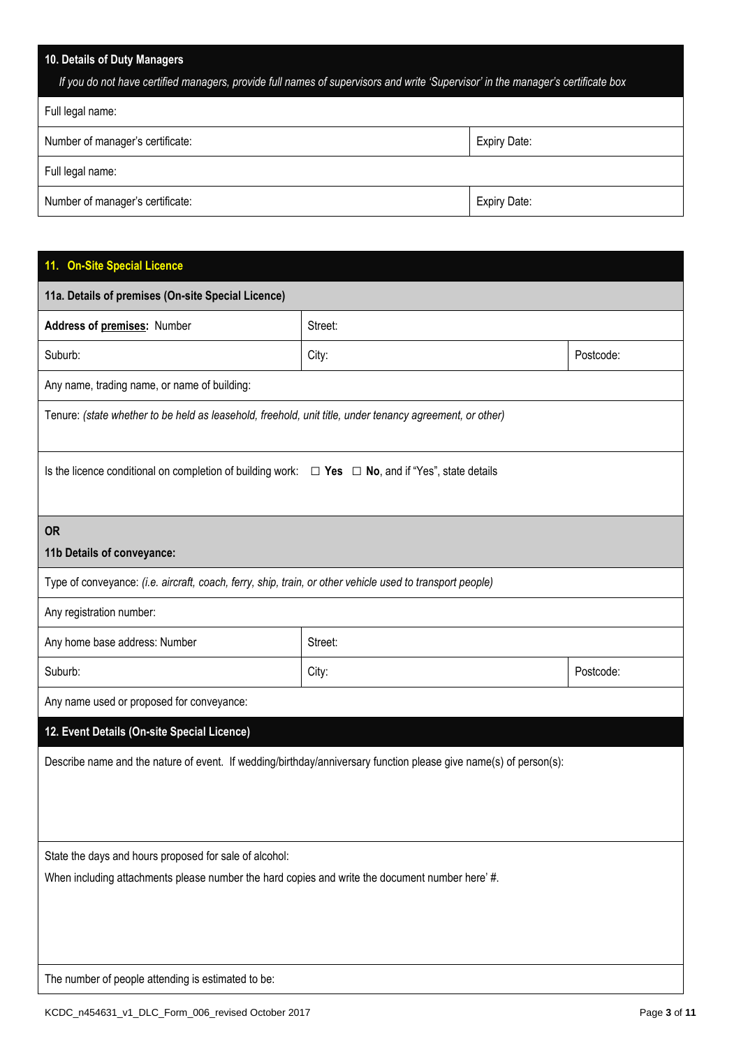## 10. Details of Duty Managers

*If you do not have certified managers, provide full names of supervisors and write 'Supervisor' in the manager's certificate box*

| Full legal name: | |
|---|---|
| Number of manager's certificate: | Expiry Date: |
| Full legal name: | |
| Number of manager's certificate: | Expiry Date: |

## 11. On-Site Special Licence

### 11a. Details of premises (On-site Special Licence)

| **Address of premises:** Number | Street: | |
|---|---|---|
| Suburb: | City: | Postcode: |
| Any name, trading name, or name of building: | | |
| Tenure: *(state whether to be held as leasehold, freehold, unit title, under tenancy agreement, or other)* | | |
| Is the licence conditional on completion of building work: ☐ **Yes** ☐ **No**, and if "Yes", state details | | |

**OR**

### 11b Details of conveyance:

| Type of conveyance: *(i.e. aircraft, coach, ferry, ship, train, or other vehicle used to transport people)* | | |
|---|---|---|
| Any registration number: | | |
| Any home base address: Number | Street: | |
| Suburb: | City: | Postcode: |
| Any name used or proposed for conveyance: | | |

## 12. Event Details (On-site Special Licence)

Describe name and the nature of event. If wedding/birthday/anniversary function please give name(s) of person(s):

State the days and hours proposed for sale of alcohol:

When including attachments please number the hard copies and write the document number here' #.

The number of people attending is estimated to be:

KCDC_n454631_v1_DLC_Form_006_revised October 2017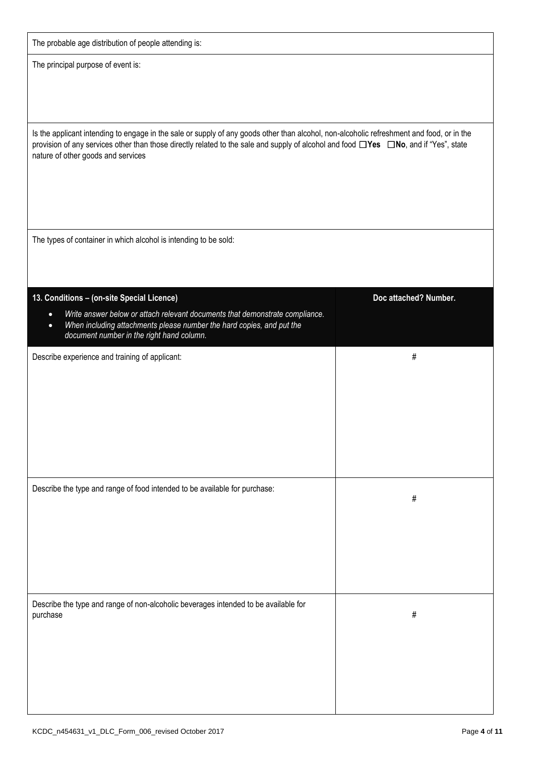The probable age distribution of people attending is:

The principal purpose of event is:

Is the applicant intending to engage in the sale or supply of any goods other than alcohol, non-alcoholic refreshment and food, or in the provision of any services other than those directly related to the sale and supply of alcohol and food ☐**Yes** ☐**No**, and if "Yes", state nature of other goods and services

The types of container in which alcohol is intending to be sold:

| **13. Conditions – (on-site Special Licence)**<br>• *Write answer below or attach relevant documents that demonstrate compliance.*<br>• *When including attachments please number the hard copies, and put the document number in the right hand column.* | **Doc attached? Number.** |
|---|---|
| Describe experience and training of applicant: | # |
| Describe the type and range of food intended to be available for purchase: | # |
| Describe the type and range of non-alcoholic beverages intended to be available for purchase | # |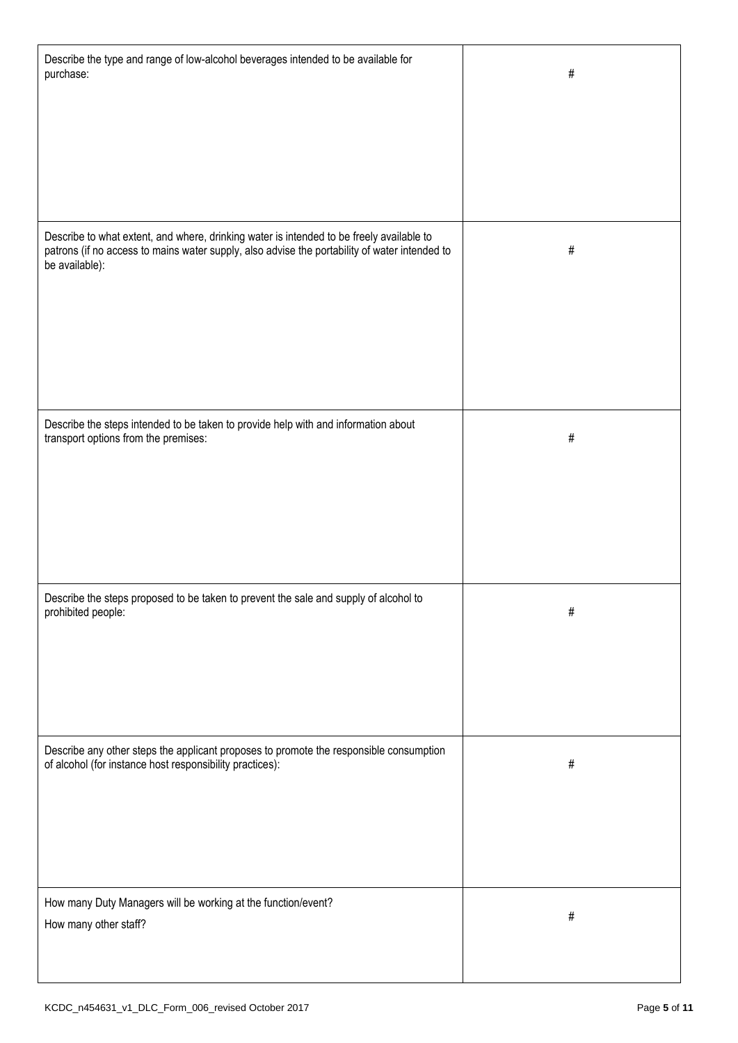| | |
|---|---|
| Describe the type and range of low-alcohol beverages intended to be available for purchase: | # |
| Describe to what extent, and where, drinking water is intended to be freely available to patrons (if no access to mains water supply, also advise the portability of water intended to be available): | # |
| Describe the steps intended to be taken to provide help with and information about transport options from the premises: | # |
| Describe the steps proposed to be taken to prevent the sale and supply of alcohol to prohibited people: | # |
| Describe any other steps the applicant proposes to promote the responsible consumption of alcohol (for instance host responsibility practices): | # |
| How many Duty Managers will be working at the function/event?<br>How many other staff? | # |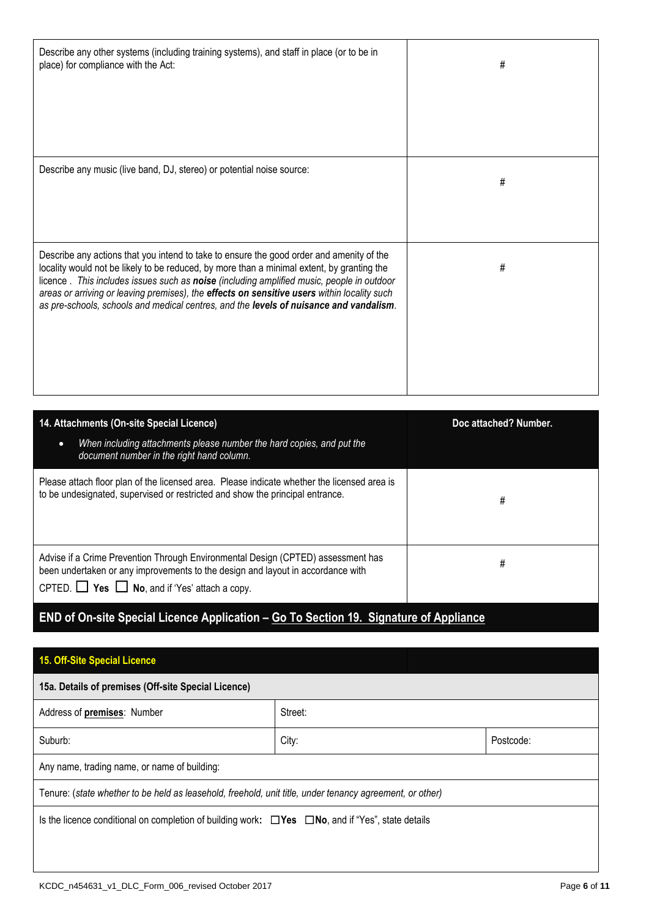| Describe any other systems (including training systems), and staff in place (or to be in place) for compliance with the Act: | # |
|---|---|
| Describe any music (live band, DJ, stereo) or potential noise source: | # |
| Describe any actions that you intend to take to ensure the good order and amenity of the locality would not be likely to be reduced, by more than a minimal extent, by granting the licence . *This includes issues such as **noise** (including amplified music, people in outdoor areas or arriving or leaving premises), the **effects on sensitive users** within locality such as pre-schools, schools and medical centres, and the **levels of nuisance and vandalism**.* | # |

| **14. Attachments (On-site Special Licence)**<br>• *When including attachments please number the hard copies, and put the document number in the right hand column.* | **Doc attached? Number.** |
|---|---|
| Please attach floor plan of the licensed area. Please indicate whether the licensed area is to be undesignated, supervised or restricted and show the principal entrance. | # |
| Advise if a Crime Prevention Through Environmental Design (CPTED) assessment has been undertaken or any improvements to the design and layout in accordance with CPTED. ☐ **Yes** ☐ **No**, and if 'Yes' attach a copy. | # |

## END of On-site Special Licence Application – Go To Section 19. Signature of Appliance

## 15. Off-Site Special Licence

| **15a. Details of premises (Off-site Special Licence)** | | |
|---|---|---|
| Address of **premises**: Number | Street: | |
| Suburb: | City: | Postcode: |
| Any name, trading name, or name of building: | | |
| Tenure: (*state whether to be held as leasehold, freehold, unit title, under tenancy agreement, or other)* | | |
| Is the licence conditional on completion of building work**:** ☐**Yes** ☐**No**, and if "Yes", state details | | |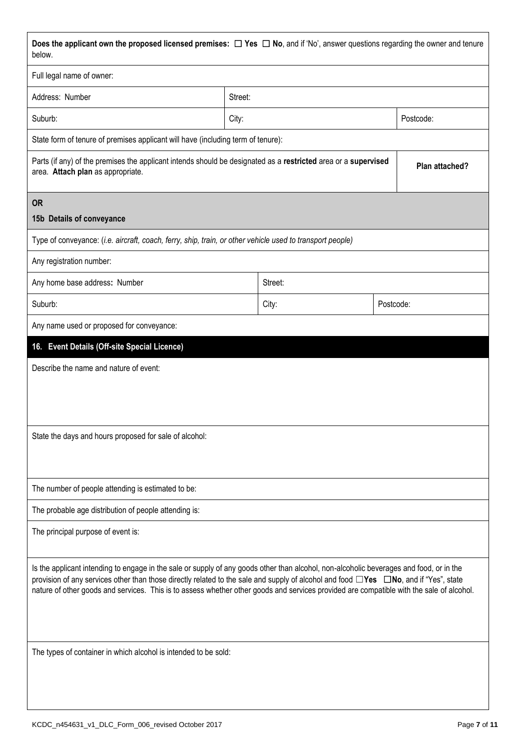| **Does the applicant own the proposed licensed premises:** ☐ **Yes** ☐ **No**, and if 'No', answer questions regarding the owner and tenure below. | | |
|---|---|---|
| Full legal name of owner: | | |
| Address: Number | Street: | |
| Suburb: | City: | Postcode: |
| State form of tenure of premises applicant will have (including term of tenure): | | |
| Parts (if any) of the premises the applicant intends should be designated as a **restricted** area or a **supervised** area. **Attach plan** as appropriate. | | **Plan attached?** |

**OR**

**15b Details of conveyance**

| Type of conveyance: (*i.e. aircraft, coach, ferry, ship, train, or other vehicle used to transport people*) | | |
|---|---|---|
| Any registration number: | | |
| Any home base address**:** Number | Street: | |
| Suburb: | City: | Postcode: |
| Any name used or proposed for conveyance: | | |

## 16. Event Details (Off-site Special Licence)

Describe the name and nature of event:

State the days and hours proposed for sale of alcohol:

The number of people attending is estimated to be:

The probable age distribution of people attending is:

The principal purpose of event is:

Is the applicant intending to engage in the sale or supply of any goods other than alcohol, non-alcoholic beverages and food, or in the provision of any services other than those directly related to the sale and supply of alcohol and food ☐**Yes** ☐**No**, and if "Yes", state nature of other goods and services. This is to assess whether other goods and services provided are compatible with the sale of alcohol.

The types of container in which alcohol is intended to be sold: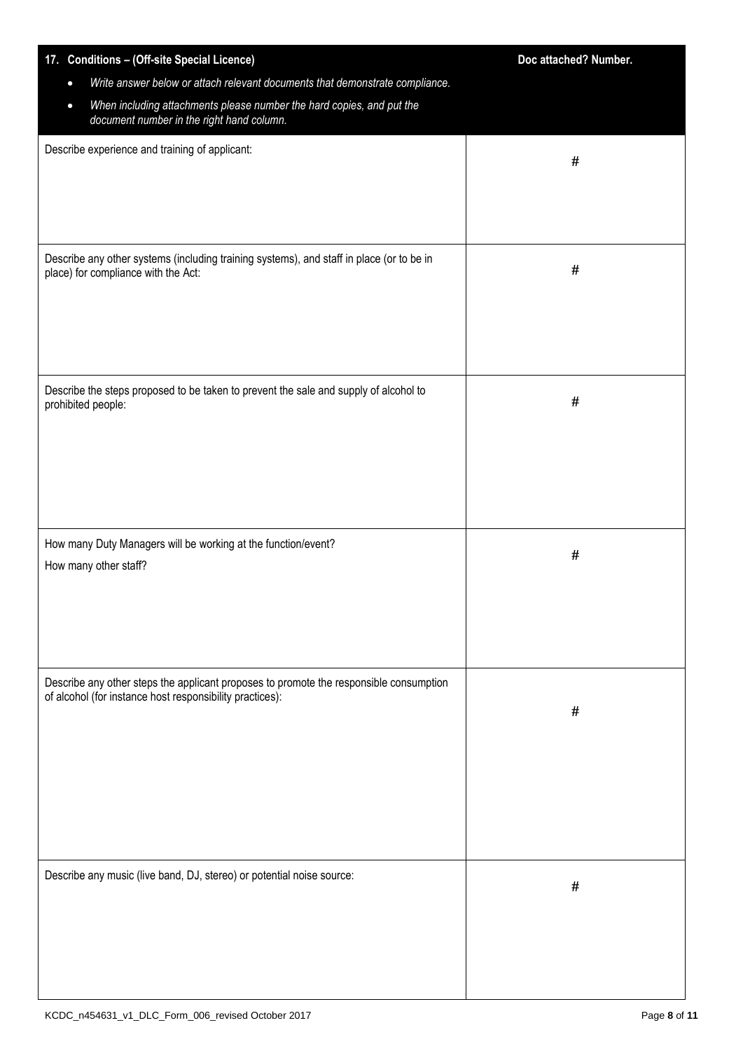| 17. Conditions – (Off-site Special Licence)<br>• *Write answer below or attach relevant documents that demonstrate compliance.*<br>• *When including attachments please number the hard copies, and put the document number in the right hand column.* | Doc attached? Number. |
| --- | --- |
| Describe experience and training of applicant: | # |
| Describe any other systems (including training systems), and staff in place (or to be in place) for compliance with the Act: | # |
| Describe the steps proposed to be taken to prevent the sale and supply of alcohol to prohibited people: | # |
| How many Duty Managers will be working at the function/event?<br>How many other staff? | # |
| Describe any other steps the applicant proposes to promote the responsible consumption of alcohol (for instance host responsibility practices): | # |
| Describe any music (live band, DJ, stereo) or potential noise source: | # |

KCDC_n454631_v1_DLC_Form_006_revised October 2017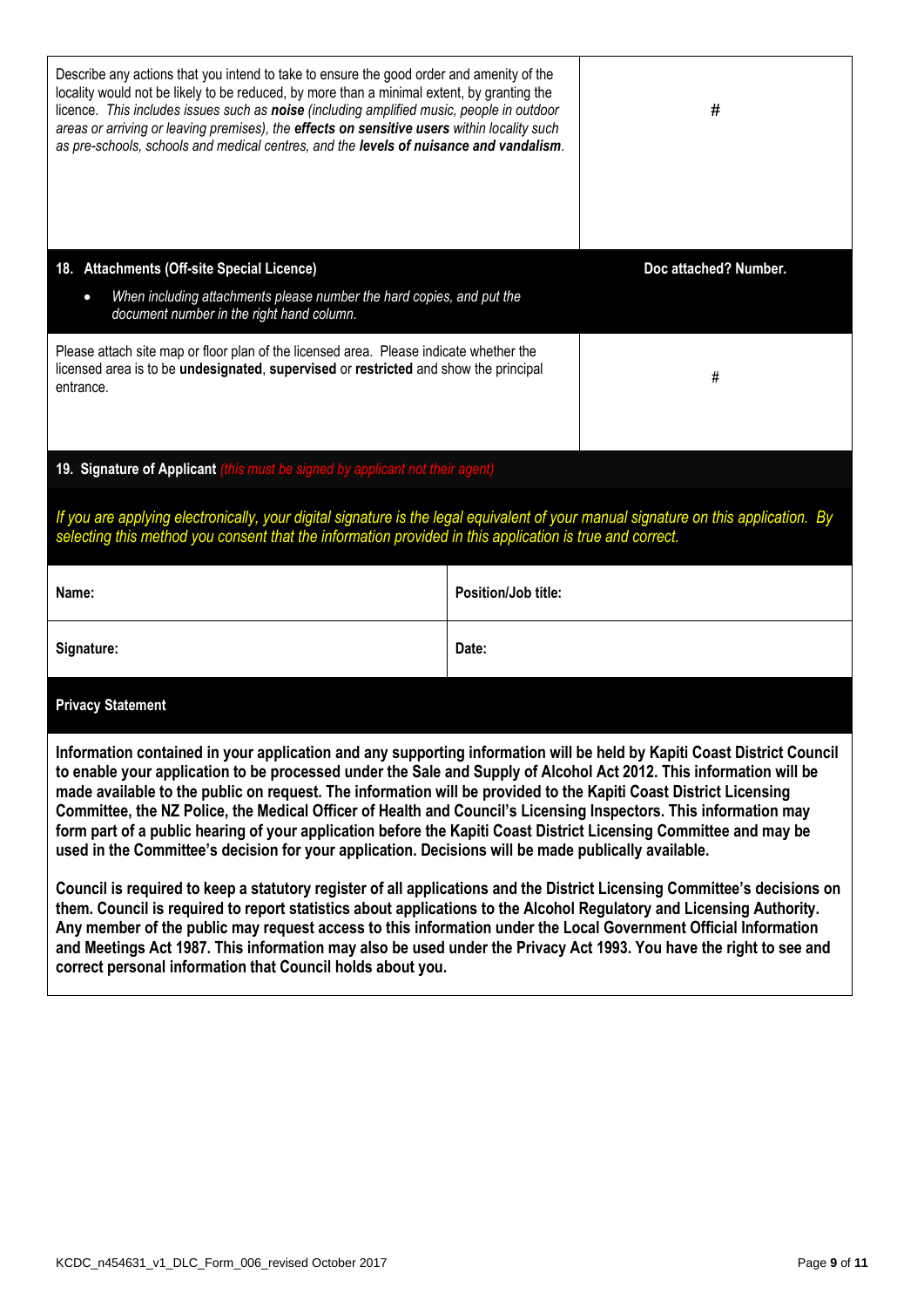| Describe any actions that you intend to take to ensure the good order and amenity of the locality would not be likely to be reduced, by more than a minimal extent, by granting the licence. *This includes issues such as* ***noise*** *(including amplified music, people in outdoor areas or arriving or leaving premises), the* ***effects on sensitive users*** *within locality such as pre-schools, schools and medical centres, and the* ***levels of nuisance and vandalism****.* | # |
|---|---|

| **18. Attachments (Off-site Special Licence)**<br>• *When including attachments please number the hard copies, and put the document number in the right hand column.* | **Doc attached? Number.** |
|---|---|
| Please attach site map or floor plan of the licensed area. Please indicate whether the licensed area is to be **undesignated**, **supervised** or **restricted** and show the principal entrance. | # |

**19. Signature of Applicant** *(this must be signed by applicant not their agent)*

*If you are applying electronically, your digital signature is the legal equivalent of your manual signature on this application. By selecting this method you consent that the information provided in this application is true and correct.*

| **Name:** | **Position/Job title:** |
|---|---|
| **Signature:** | **Date:** |

**Privacy Statement**

**Information contained in your application and any supporting information will be held by Kapiti Coast District Council to enable your application to be processed under the Sale and Supply of Alcohol Act 2012. This information will be made available to the public on request. The information will be provided to the Kapiti Coast District Licensing Committee, the NZ Police, the Medical Officer of Health and Council's Licensing Inspectors. This information may form part of a public hearing of your application before the Kapiti Coast District Licensing Committee and may be used in the Committee's decision for your application. Decisions will be made publically available.**

**Council is required to keep a statutory register of all applications and the District Licensing Committee's decisions on them. Council is required to report statistics about applications to the Alcohol Regulatory and Licensing Authority. Any member of the public may request access to this information under the Local Government Official Information and Meetings Act 1987. This information may also be used under the Privacy Act 1993. You have the right to see and correct personal information that Council holds about you.**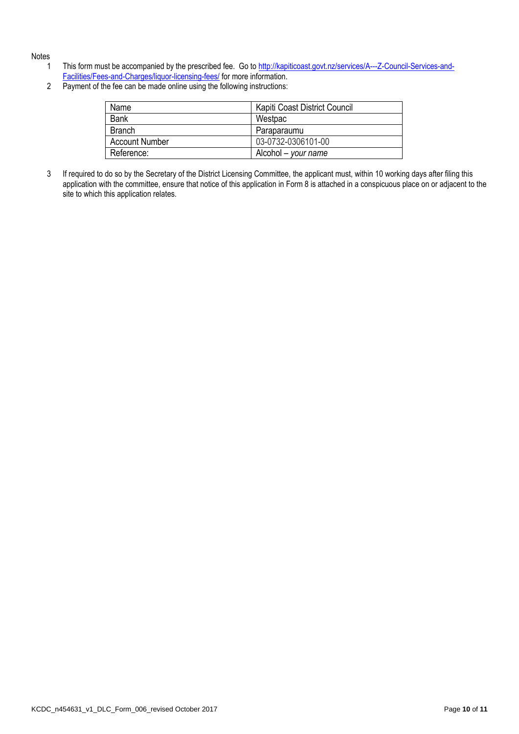Notes

1. This form must be accompanied by the prescribed fee. Go to [http://kapiticoast.govt.nz/services/A---Z-Council-Services-and-Facilities/Fees-and-Charges/liquor-licensing-fees/](http://kapiticoast.govt.nz/services/A---Z-Council-Services-and-Facilities/Fees-and-Charges/liquor-licensing-fees/) for more information.
2. Payment of the fee can be made online using the following instructions:

| Name | Kapiti Coast District Council |
|---|---|
| Bank | Westpac |
| Branch | Paraparaumu |
| Account Number | 03-0732-0306101-00 |
| Reference: | Alcohol – *your name* |

3. If required to do so by the Secretary of the District Licensing Committee, the applicant must, within 10 working days after filing this application with the committee, ensure that notice of this application in Form 8 is attached in a conspicuous place on or adjacent to the site to which this application relates.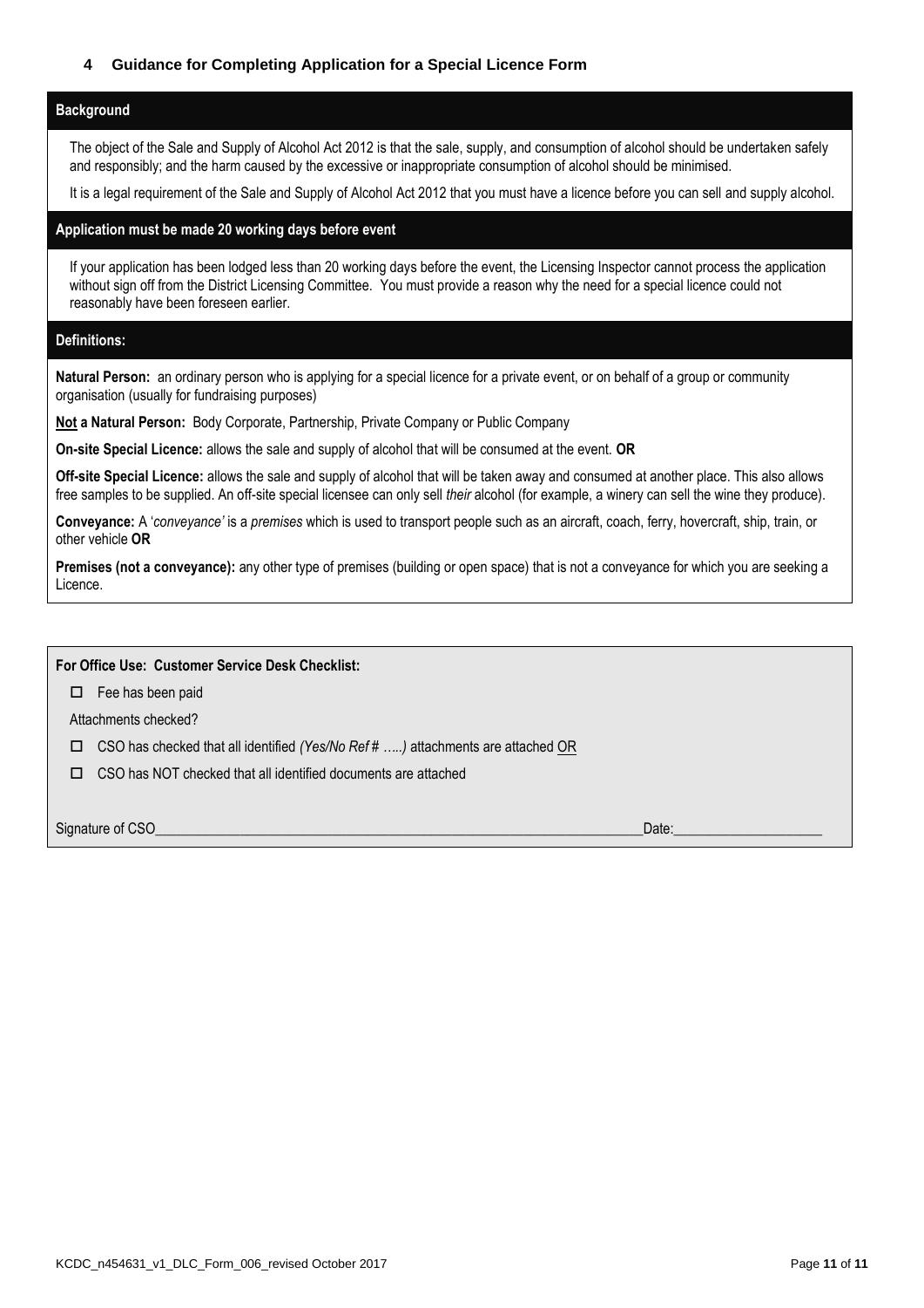## 4 Guidance for Completing Application for a Special Licence Form

### Background

The object of the Sale and Supply of Alcohol Act 2012 is that the sale, supply, and consumption of alcohol should be undertaken safely and responsibly; and the harm caused by the excessive or inappropriate consumption of alcohol should be minimised.

It is a legal requirement of the Sale and Supply of Alcohol Act 2012 that you must have a licence before you can sell and supply alcohol.

### Application must be made 20 working days before event

If your application has been lodged less than 20 working days before the event, the Licensing Inspector cannot process the application without sign off from the District Licensing Committee. You must provide a reason why the need for a special licence could not reasonably have been foreseen earlier.

### Definitions:

**Natural Person:** an ordinary person who is applying for a special licence for a private event, or on behalf of a group or community organisation (usually for fundraising purposes)

**Not a Natural Person:** Body Corporate, Partnership, Private Company or Public Company

**On-site Special Licence:** allows the sale and supply of alcohol that will be consumed at the event. **OR**

**Off-site Special Licence:** allows the sale and supply of alcohol that will be taken away and consumed at another place. This also allows free samples to be supplied. An off-site special licensee can only sell *their* alcohol (for example, a winery can sell the wine they produce).

**Conveyance:** A '*conveyance'* is a *premises* which is used to transport people such as an aircraft, coach, ferry, hovercraft, ship, train, or other vehicle **OR**

**Premises (not a conveyance):** any other type of premises (building or open space) that is not a conveyance for which you are seeking a Licence.

---

**For Office Use: Customer Service Desk Checklist:**

- ☐ Fee has been paid

Attachments checked?

- ☐ CSO has checked that all identified *(Yes/No Ref # …..)* attachments are attached OR
- ☐ CSO has NOT checked that all identified documents are attached

Signature of CSO_______________________________________________ Date:____________________